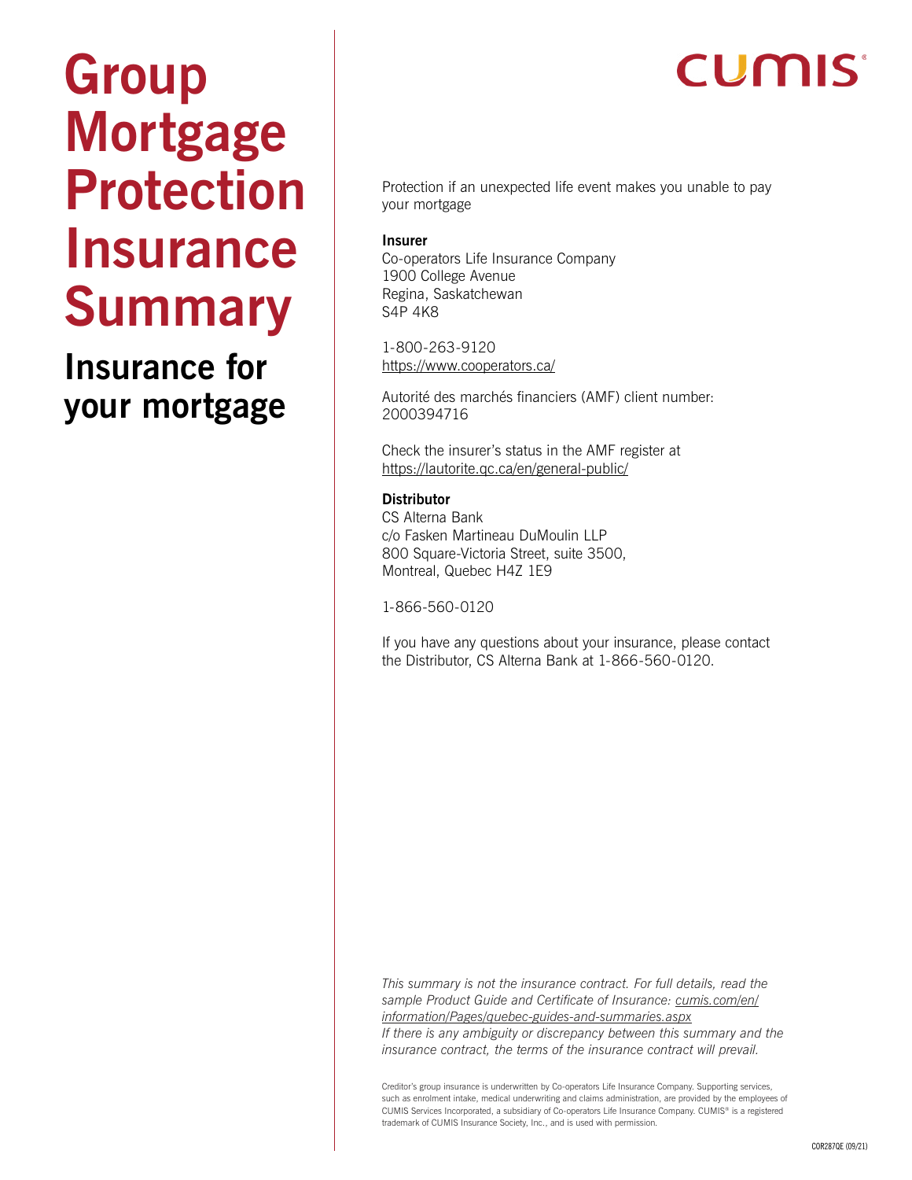# Group Mortgage Protection Insurance Summary

## Insurance for your mortgage

CUMIS

Protection if an unexpected life event makes you unable to pay your mortgage

**Insurer**
Co-operators Life Insurance Company
1900 College Avenue
Regina, Saskatchewan
S4P 4K8

1-800-263-9120
https://www.cooperators.ca/

Autorité des marchés financiers (AMF) client number: 2000394716

Check the insurer's status in the AMF register at https://lautorite.qc.ca/en/general-public/

**Distributor**
CS Alterna Bank
c/o Fasken Martineau DuMoulin LLP
800 Square-Victoria Street, suite 3500,
Montreal, Quebec H4Z 1E9

1-866-560-0120

If you have any questions about your insurance, please contact the Distributor, CS Alterna Bank at 1-866-560-0120.

*This summary is not the insurance contract. For full details, read the sample Product Guide and Certificate of Insurance: cumis.com/en/information/Pages/quebec-guides-and-summaries.aspx*
*If there is any ambiguity or discrepancy between this summary and the insurance contract, the terms of the insurance contract will prevail.*

Creditor's group insurance is underwritten by Co-operators Life Insurance Company. Supporting services, such as enrolment intake, medical underwriting and claims administration, are provided by the employees of CUMIS Services Incorporated, a subsidiary of Co-operators Life Insurance Company. CUMIS® is a registered trademark of CUMIS Insurance Society, Inc., and is used with permission.

COR287QE (09/21)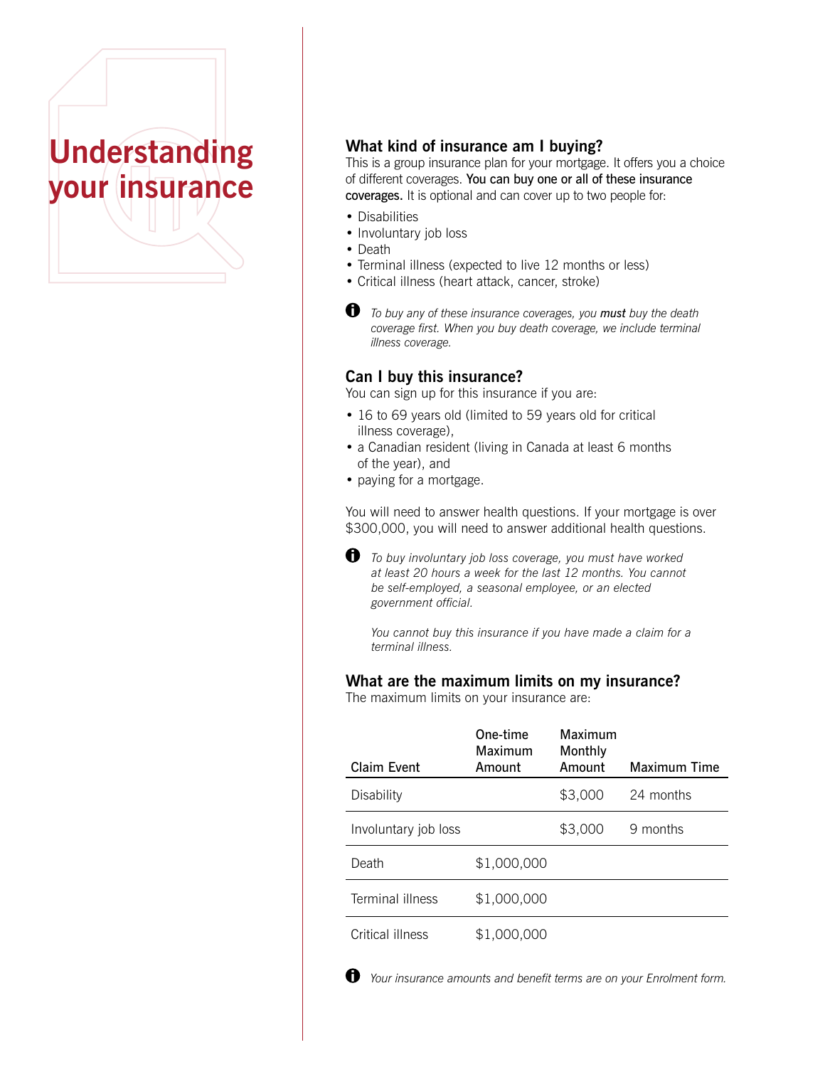# Understanding your insurance

## What kind of insurance am I buying?

This is a group insurance plan for your mortgage. It offers you a choice of different coverages. **You can buy one or all of these insurance coverages.** It is optional and can cover up to two people for:

- Disabilities
- Involuntary job loss
- Death
- Terminal illness (expected to live 12 months or less)
- Critical illness (heart attack, cancer, stroke)

*To buy any of these insurance coverages, you **must** buy the death coverage first. When you buy death coverage, we include terminal illness coverage.*

## Can I buy this insurance?

You can sign up for this insurance if you are:

- 16 to 69 years old (limited to 59 years old for critical illness coverage),
- a Canadian resident (living in Canada at least 6 months of the year), and
- paying for a mortgage.

You will need to answer health questions. If your mortgage is over $300,000, you will need to answer additional health questions.

*To buy involuntary job loss coverage, you must have worked at least 20 hours a week for the last 12 months. You cannot be self-employed, a seasonal employee, or an elected government official.*

*You cannot buy this insurance if you have made a claim for a terminal illness.*

## What are the maximum limits on my insurance?

The maximum limits on your insurance are:

| Claim Event | One-time Maximum Amount | Maximum Monthly Amount | Maximum Time |
|---|---|---|---|
| Disability | | $3,000 | 24 months |
| Involuntary job loss | | $3,000 | 9 months |
| Death | $1,000,000 | | |
| Terminal illness | $1,000,000 | | |
| Critical illness | $1,000,000 | | |

*Your insurance amounts and benefit terms are on your Enrolment form.*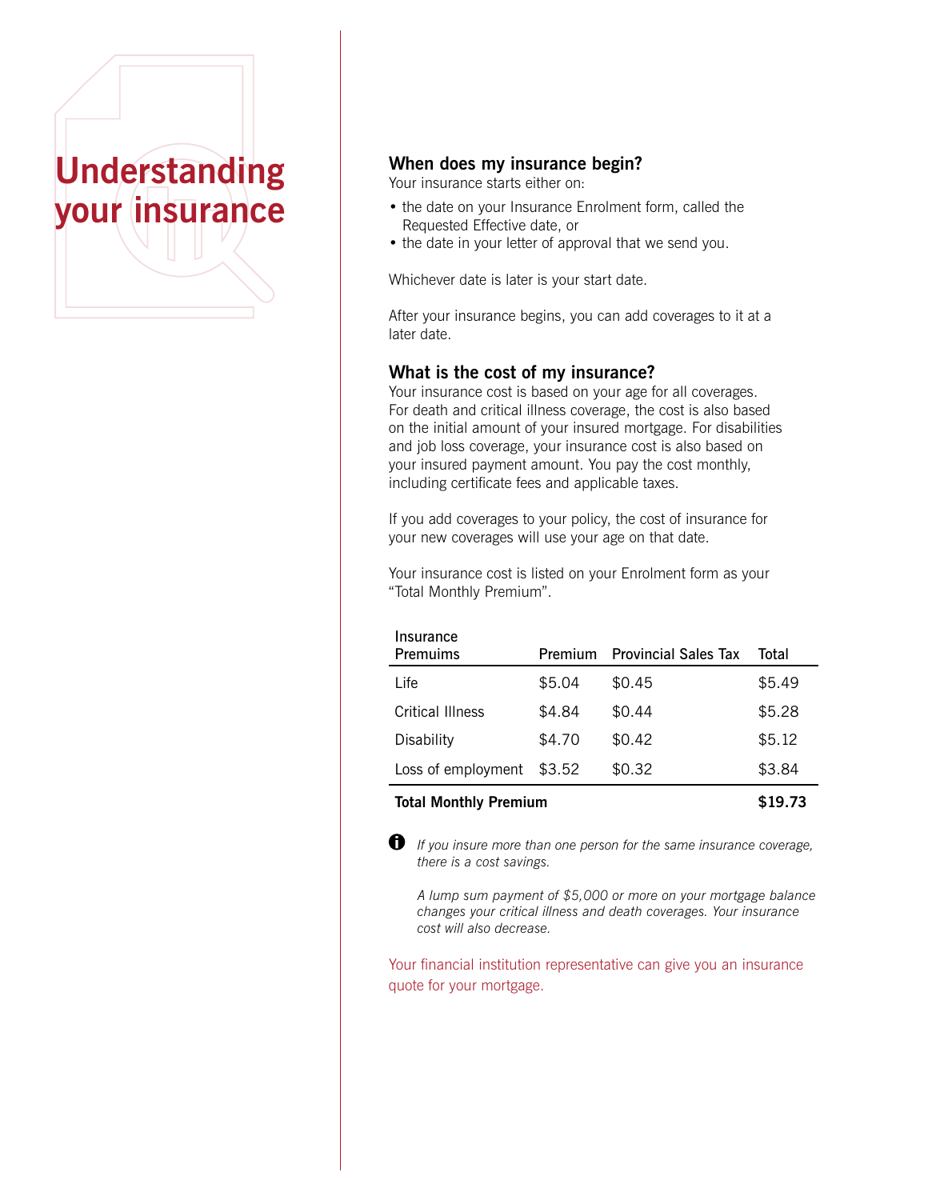# Understanding your insurance

## When does my insurance begin?

Your insurance starts either on:

- the date on your Insurance Enrolment form, called the Requested Effective date, or
- the date in your letter of approval that we send you.

Whichever date is later is your start date.

After your insurance begins, you can add coverages to it at a later date.

## What is the cost of my insurance?

Your insurance cost is based on your age for all coverages. For death and critical illness coverage, the cost is also based on the initial amount of your insured mortgage. For disabilities and job loss coverage, your insurance cost is also based on your insured payment amount. You pay the cost monthly, including certificate fees and applicable taxes.

If you add coverages to your policy, the cost of insurance for your new coverages will use your age on that date.

Your insurance cost is listed on your Enrolment form as your "Total Monthly Premium".

| Insurance Premuims | Premium | Provincial Sales Tax | Total |
|---|---|---|---|
| Life | $5.04 | $0.45 | $5.49 |
| Critical Illness | $4.84 | $0.44 | $5.28 |
| Disability | $4.70 | $0.42 | $5.12 |
| Loss of employment | $3.52 | $0.32 | $3.84 |
| **Total Monthly Premium** | | | **$19.73** |

*If you insure more than one person for the same insurance coverage, there is a cost savings.*

*A lump sum payment of $5,000 or more on your mortgage balance changes your critical illness and death coverages. Your insurance cost will also decrease.*

Your financial institution representative can give you an insurance quote for your mortgage.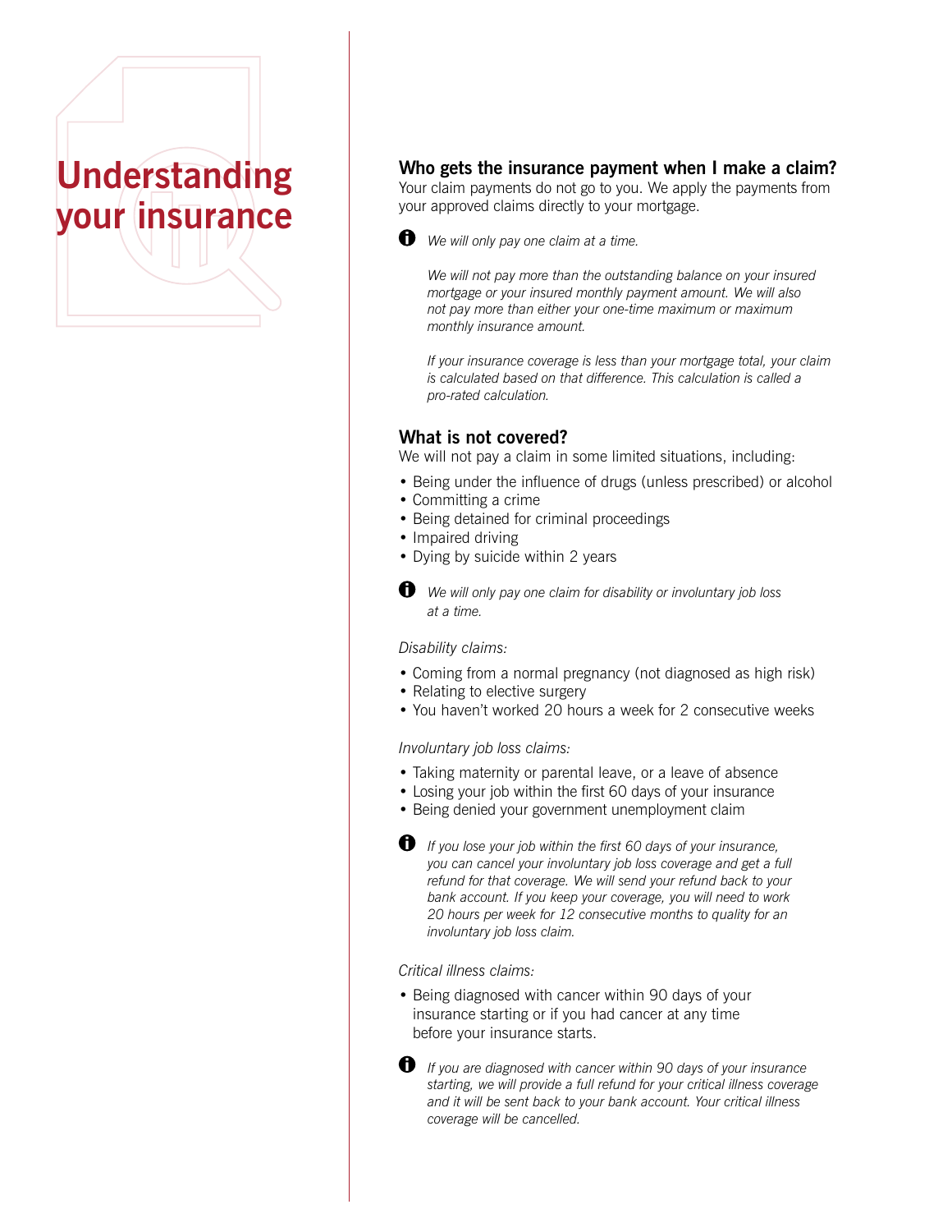# Understanding your insurance

## Who gets the insurance payment when I make a claim?

Your claim payments do not go to you. We apply the payments from your approved claims directly to your mortgage.

*We will only pay one claim at a time.*

*We will not pay more than the outstanding balance on your insured mortgage or your insured monthly payment amount. We will also not pay more than either your one-time maximum or maximum monthly insurance amount.*

*If your insurance coverage is less than your mortgage total, your claim is calculated based on that difference. This calculation is called a pro-rated calculation.*

## What is not covered?

We will not pay a claim in some limited situations, including:

- Being under the influence of drugs (unless prescribed) or alcohol
- Committing a crime
- Being detained for criminal proceedings
- Impaired driving
- Dying by suicide within 2 years

*We will only pay one claim for disability or involuntary job loss at a time.*

*Disability claims:*

- Coming from a normal pregnancy (not diagnosed as high risk)
- Relating to elective surgery
- You haven't worked 20 hours a week for 2 consecutive weeks

*Involuntary job loss claims:*

- Taking maternity or parental leave, or a leave of absence
- Losing your job within the first 60 days of your insurance
- Being denied your government unemployment claim

*If you lose your job within the first 60 days of your insurance, you can cancel your involuntary job loss coverage and get a full refund for that coverage. We will send your refund back to your bank account. If you keep your coverage, you will need to work 20 hours per week for 12 consecutive months to quality for an involuntary job loss claim.*

*Critical illness claims:*

- Being diagnosed with cancer within 90 days of your insurance starting or if you had cancer at any time before your insurance starts.

*If you are diagnosed with cancer within 90 days of your insurance starting, we will provide a full refund for your critical illness coverage and it will be sent back to your bank account. Your critical illness coverage will be cancelled.*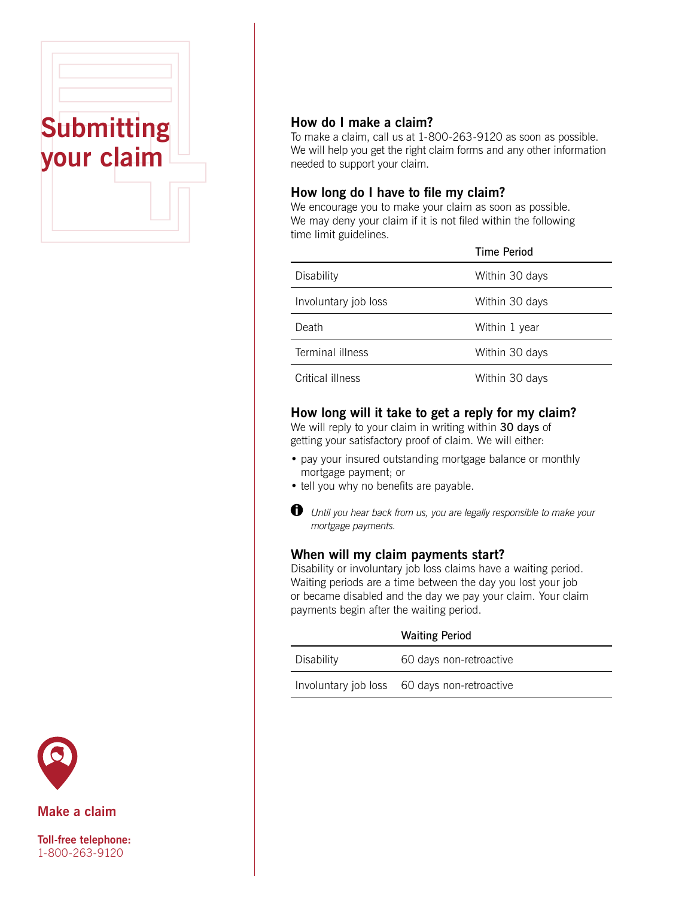# Submitting your claim

## How do I make a claim?

To make a claim, call us at 1-800-263-9120 as soon as possible. We will help you get the right claim forms and any other information needed to support your claim.

## How long do I have to file my claim?

We encourage you to make your claim as soon as possible. We may deny your claim if it is not filed within the following time limit guidelines.

| | Time Period |
|---|---|
| Disability | Within 30 days |
| Involuntary job loss | Within 30 days |
| Death | Within 1 year |
| Terminal illness | Within 30 days |
| Critical illness | Within 30 days |

## How long will it take to get a reply for my claim?

We will reply to your claim in writing within **30 days** of getting your satisfactory proof of claim. We will either:

- pay your insured outstanding mortgage balance or monthly mortgage payment; or
- tell you why no benefits are payable.

*Until you hear back from us, you are legally responsible to make your mortgage payments.*

## When will my claim payments start?

Disability or involuntary job loss claims have a waiting period. Waiting periods are a time between the day you lost your job or became disabled and the day we pay your claim. Your claim payments begin after the waiting period.

| | Waiting Period |
|---|---|
| Disability | 60 days non-retroactive |
| Involuntary job loss | 60 days non-retroactive |

**Make a claim**

**Toll-free telephone:**
1-800-263-9120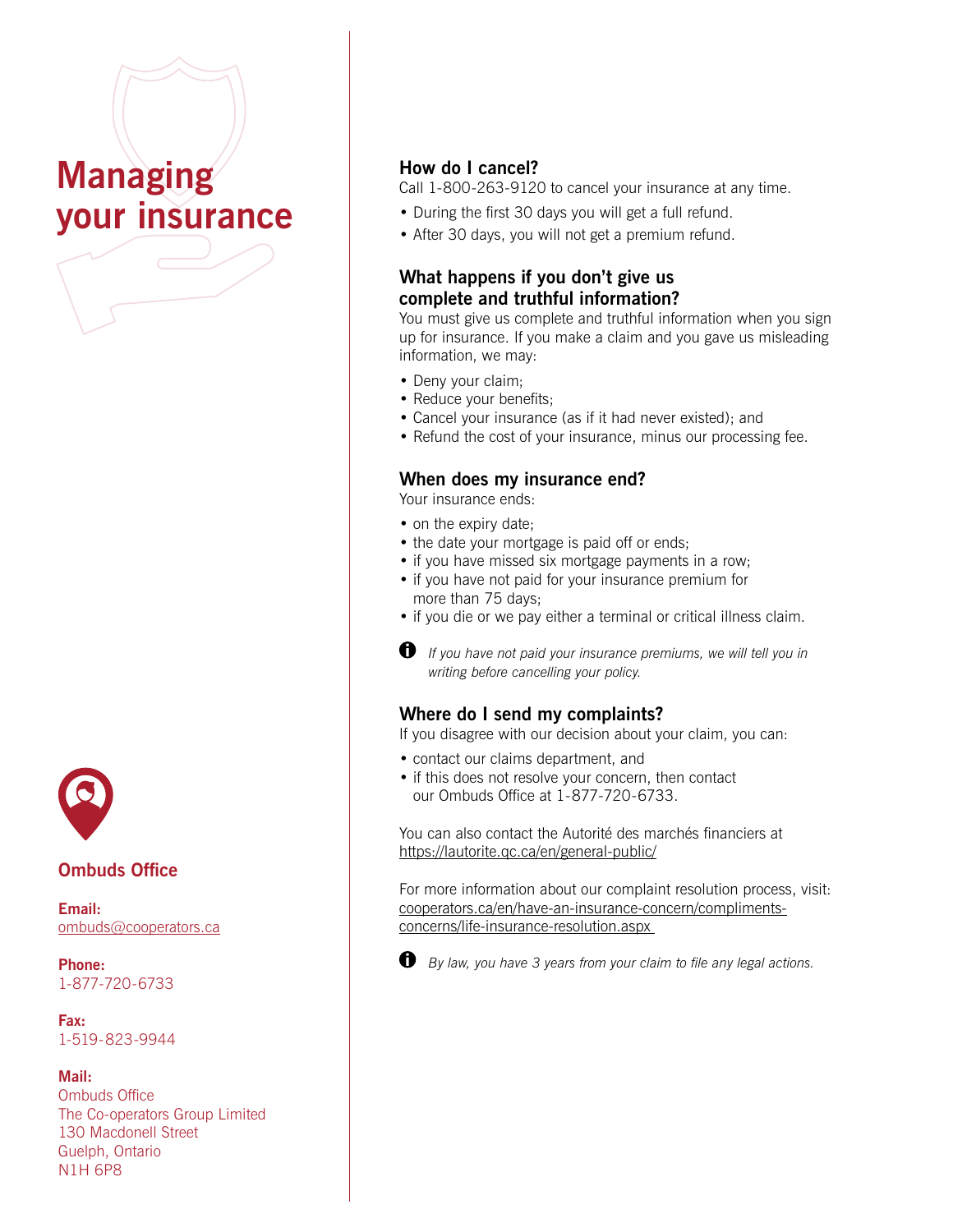# Managing your insurance

## How do I cancel?

Call 1-800-263-9120 to cancel your insurance at any time.

- During the first 30 days you will get a full refund.
- After 30 days, you will not get a premium refund.

## What happens if you don't give us complete and truthful information?

You must give us complete and truthful information when you sign up for insurance. If you make a claim and you gave us misleading information, we may:

- Deny your claim;
- Reduce your benefits;
- Cancel your insurance (as if it had never existed); and
- Refund the cost of your insurance, minus our processing fee.

## When does my insurance end?

Your insurance ends:

- on the expiry date;
- the date your mortgage is paid off or ends;
- if you have missed six mortgage payments in a row;
- if you have not paid for your insurance premium for more than 75 days;
- if you die or we pay either a terminal or critical illness claim.

*If you have not paid your insurance premiums, we will tell you in writing before cancelling your policy.*

## Where do I send my complaints?

If you disagree with our decision about your claim, you can:

- contact our claims department, and
- if this does not resolve your concern, then contact our Ombuds Office at 1-877-720-6733.

You can also contact the Autorité des marchés financiers at https://lautorite.qc.ca/en/general-public/

For more information about our complaint resolution process, visit: cooperators.ca/en/have-an-insurance-concern/compliments-concerns/life-insurance-resolution.aspx

*By law, you have 3 years from your claim to file any legal actions.*

## Ombuds Office

**Email:**
ombuds@cooperators.ca

**Phone:**
1-877-720-6733

**Fax:**
1-519-823-9944

**Mail:**
Ombuds Office
The Co-operators Group Limited
130 Macdonell Street
Guelph, Ontario
N1H 6P8